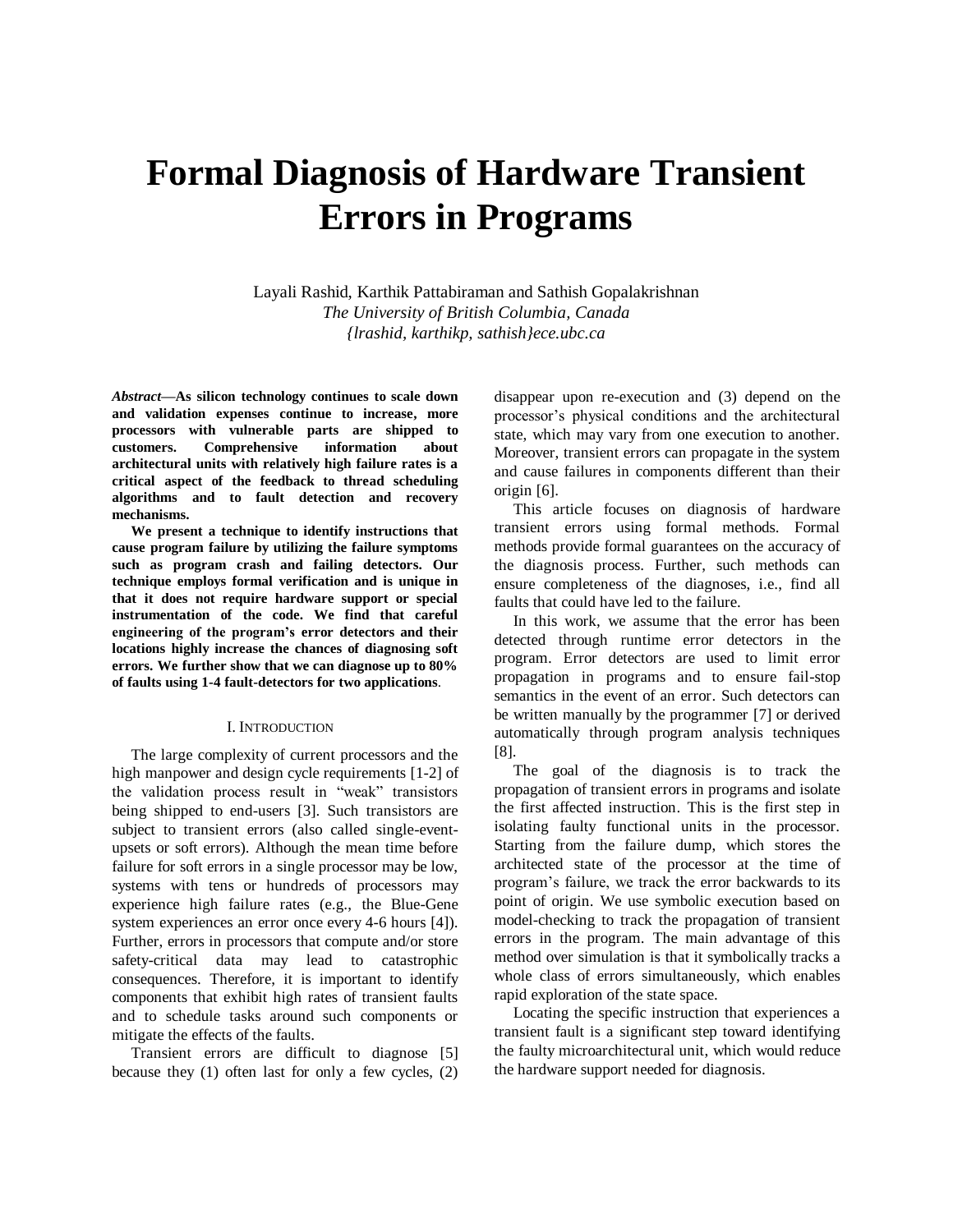# Formal Diagnosis of Hardware Transient Errors in Programs

Layali Rashid, Karthik Pattabiraman and Sathish Gopalakrishnan
*The University of British Columbia, Canada*
*{lrashid, karthikp, sathish}ece.ubc.ca*

***Abstract*—As silicon technology continues to scale down and validation expenses continue to increase, more processors with vulnerable parts are shipped to customers. Comprehensive information about architectural units with relatively high failure rates is a critical aspect of the feedback to thread scheduling algorithms and to fault detection and recovery mechanisms.**

**We present a technique to identify instructions that cause program failure by utilizing the failure symptoms such as program crash and failing detectors. Our technique employs formal verification and is unique in that it does not require hardware support or special instrumentation of the code. We find that careful engineering of the program's error detectors and their locations highly increase the chances of diagnosing soft errors. We further show that we can diagnose up to 80% of faults using 1-4 fault-detectors for two applications**.

## I. Introduction

The large complexity of current processors and the high manpower and design cycle requirements [1-2] of the validation process result in "weak" transistors being shipped to end-users [3]. Such transistors are subject to transient errors (also called single-event-upsets or soft errors). Although the mean time before failure for soft errors in a single processor may be low, systems with tens or hundreds of processors may experience high failure rates (e.g., the Blue-Gene system experiences an error once every 4-6 hours [4]). Further, errors in processors that compute and/or store safety-critical data may lead to catastrophic consequences. Therefore, it is important to identify components that exhibit high rates of transient faults and to schedule tasks around such components or mitigate the effects of the faults.

Transient errors are difficult to diagnose [5] because they (1) often last for only a few cycles, (2) disappear upon re-execution and (3) depend on the processor's physical conditions and the architectural state, which may vary from one execution to another. Moreover, transient errors can propagate in the system and cause failures in components different than their origin [6].

This article focuses on diagnosis of hardware transient errors using formal methods. Formal methods provide formal guarantees on the accuracy of the diagnosis process. Further, such methods can ensure completeness of the diagnoses, i.e., find all faults that could have led to the failure.

In this work, we assume that the error has been detected through runtime error detectors in the program. Error detectors are used to limit error propagation in programs and to ensure fail-stop semantics in the event of an error. Such detectors can be written manually by the programmer [7] or derived automatically through program analysis techniques [8].

The goal of the diagnosis is to track the propagation of transient errors in programs and isolate the first affected instruction. This is the first step in isolating faulty functional units in the processor. Starting from the failure dump, which stores the architected state of the processor at the time of program's failure, we track the error backwards to its point of origin. We use symbolic execution based on model-checking to track the propagation of transient errors in the program. The main advantage of this method over simulation is that it symbolically tracks a whole class of errors simultaneously, which enables rapid exploration of the state space.

Locating the specific instruction that experiences a transient fault is a significant step toward identifying the faulty microarchitectural unit, which would reduce the hardware support needed for diagnosis.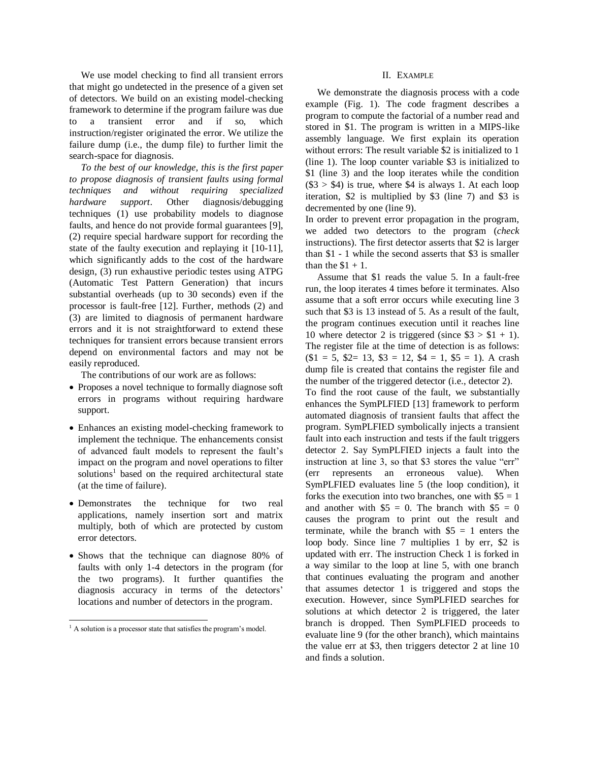We use model checking to find all transient errors that might go undetected in the presence of a given set of detectors. We build on an existing model-checking framework to determine if the program failure was due to a transient error and if so, which instruction/register originated the error. We utilize the failure dump (i.e., the dump file) to further limit the search-space for diagnosis.

*To the best of our knowledge, this is the first paper to propose diagnosis of transient faults using formal techniques and without requiring specialized hardware support*. Other diagnosis/debugging techniques (1) use probability models to diagnose faults, and hence do not provide formal guarantees [9], (2) require special hardware support for recording the state of the faulty execution and replaying it [10-11], which significantly adds to the cost of the hardware design, (3) run exhaustive periodic testes using ATPG (Automatic Test Pattern Generation) that incurs substantial overheads (up to 30 seconds) even if the processor is fault-free [12]. Further, methods (2) and (3) are limited to diagnosis of permanent hardware errors and it is not straightforward to extend these techniques for transient errors because transient errors depend on environmental factors and may not be easily reproduced.

The contributions of our work are as follows:

- Proposes a novel technique to formally diagnose soft errors in programs without requiring hardware support.
- Enhances an existing model-checking framework to implement the technique. The enhancements consist of advanced fault models to represent the fault's impact on the program and novel operations to filter solutions[1] based on the required architectural state (at the time of failure).
- Demonstrates the technique for two real applications, namely insertion sort and matrix multiply, both of which are protected by custom error detectors.
- Shows that the technique can diagnose 80% of faults with only 1-4 detectors in the program (for the two programs). It further quantifies the diagnosis accuracy in terms of the detectors' locations and number of detectors in the program.

[1] A solution is a processor state that satisfies the program's model.

## II. Example

We demonstrate the diagnosis process with a code example (Fig. 1). The code fragment describes a program to compute the factorial of a number read and stored in $1. The program is written in a MIPS-like assembly language. We first explain its operation without errors: The result variable $2 is initialized to 1 (line 1). The loop counter variable $3 is initialized to $1 (line 3) and the loop iterates while the condition ($3 > $4) is true, where $4 is always 1. At each loop iteration, $2 is multiplied by $3 (line 7) and $3 is decremented by one (line 9).

In order to prevent error propagation in the program, we added two detectors to the program (*check* instructions). The first detector asserts that $2 is larger than $1 - 1 while the second asserts that $3 is smaller than the $1 + 1.

Assume that $1 reads the value 5. In a fault-free run, the loop iterates 4 times before it terminates. Also assume that a soft error occurs while executing line 3 such that $3 is 13 instead of 5. As a result of the fault, the program continues execution until it reaches line 10 where detector 2 is triggered (since $3 > $1 + 1). The register file at the time of detection is as follows: ($1 = 5, $2= 13, $3 = 12, $4 = 1, $5 = 1). A crash dump file is created that contains the register file and the number of the triggered detector (i.e., detector 2).

To find the root cause of the fault, we substantially enhances the SymPLFIED [13] framework to perform automated diagnosis of transient faults that affect the program. SymPLFIED symbolically injects a transient fault into each instruction and tests if the fault triggers detector 2. Say SymPLFIED injects a fault into the instruction at line 3, so that $3 stores the value "err" (err represents an erroneous value). When SymPLFIED evaluates line 5 (the loop condition), it forks the execution into two branches, one with $5 = 1 and another with $5 = 0. The branch with $5 = 0 causes the program to print out the result and terminate, while the branch with $5 = 1 enters the loop body. Since line 7 multiplies 1 by err, $2 is updated with err. The instruction Check 1 is forked in a way similar to the loop at line 5, with one branch that continues evaluating the program and another that assumes detector 1 is triggered and stops the execution. However, since SymPLFIED searches for solutions at which detector 2 is triggered, the later branch is dropped. Then SymPLFIED proceeds to evaluate line 9 (for the other branch), which maintains the value err at $3, then triggers detector 2 at line 10 and finds a solution.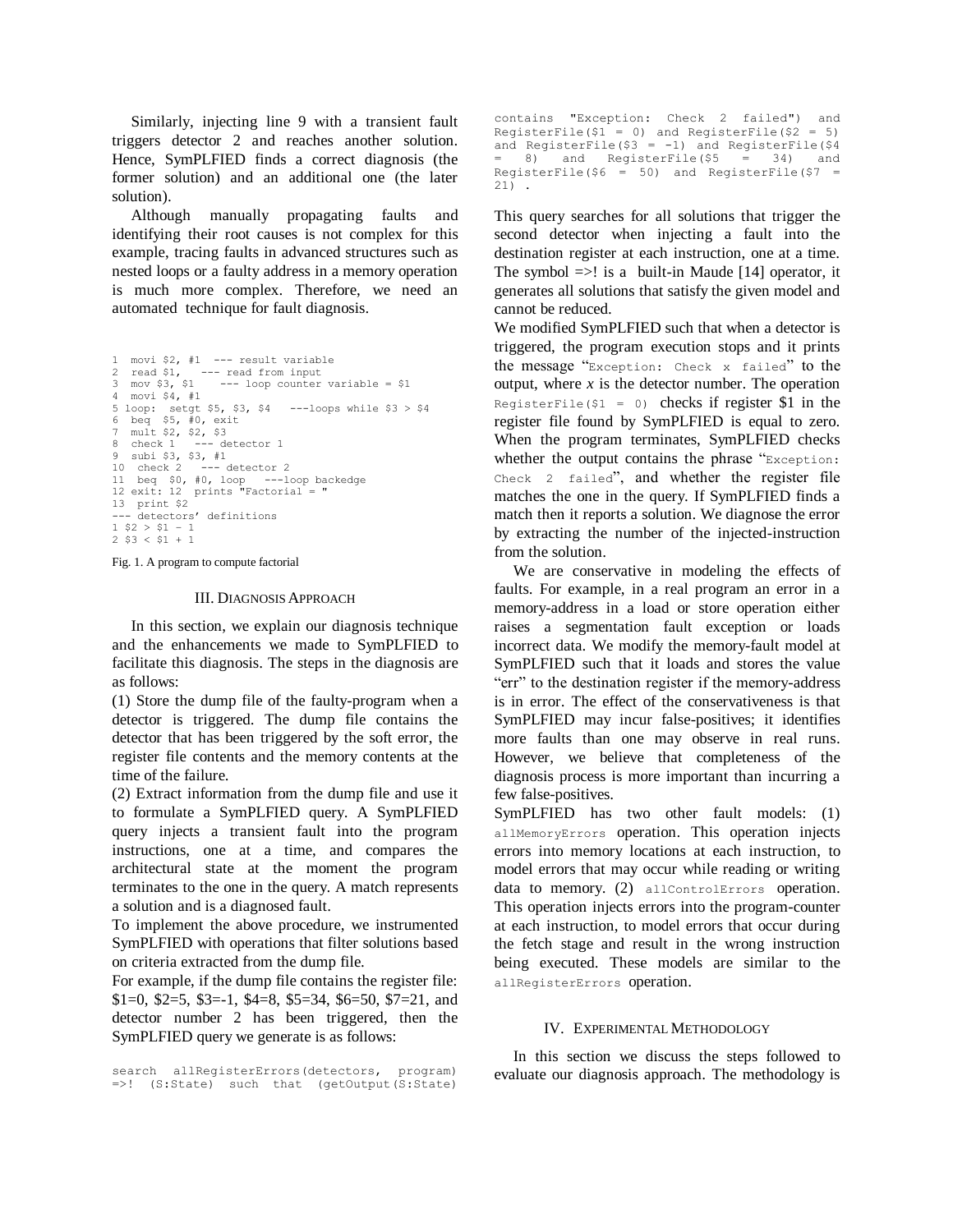Similarly, injecting line 9 with a transient fault triggers detector 2 and reaches another solution. Hence, SymPLFIED finds a correct diagnosis (the former solution) and an additional one (the later solution).

Although manually propagating faults and identifying their root causes is not complex for this example, tracing faults in advanced structures such as nested loops or a faulty address in a memory operation is much more complex. Therefore, we need an automated technique for fault diagnosis.

```
1  movi $2, #1  --- result variable
2  read $1,   --- read from input
3  mov $3, $1    --- loop counter variable = $1
4  movi $4, #1
5 loop:  setgt $5, $3, $4   ---loops while $3 > $4
6  beq  $5, #0, exit
7  mult $2, $2, $3
8  check 1   --- detector 1
9  subi $3, $3, #1
10  check 2   --- detector 2
11  beq  $0, #0, loop   ---loop backedge
12 exit: 12  prints "Factorial = "
13  print $2
--- detectors' definitions
1 $2 > $1 - 1
2 $3 < $1 + 1
```

Fig. 1. A program to compute factorial

## III. Diagnosis Approach

In this section, we explain our diagnosis technique and the enhancements we made to SymPLFIED to facilitate this diagnosis. The steps in the diagnosis are as follows:

(1) Store the dump file of the faulty-program when a detector is triggered. The dump file contains the detector that has been triggered by the soft error, the register file contents and the memory contents at the time of the failure.

(2) Extract information from the dump file and use it to formulate a SymPLFIED query. A SymPLFIED query injects a transient fault into the program instructions, one at a time, and compares the architectural state at the moment the program terminates to the one in the query. A match represents a solution and is a diagnosed fault.

To implement the above procedure, we instrumented SymPLFIED with operations that filter solutions based on criteria extracted from the dump file.

For example, if the dump file contains the register file: $1=0, $2=5, $3=-1, $4=8, $5=34, $6=50, $7=21, and detector number 2 has been triggered, then the SymPLFIED query we generate is as follows:

```
search allRegisterErrors(detectors, program)
=>! (S:State) such that (getOutput(S:State)
contains "Exception: Check 2 failed") and
RegisterFile($1 = 0) and RegisterFile($2 = 5)
and RegisterFile($3 = -1) and RegisterFile($4
= 8) and RegisterFile($5 = 34) and
RegisterFile($6 = 50) and RegisterFile($7 =
21) .
```

This query searches for all solutions that trigger the second detector when injecting a fault into the destination register at each instruction, one at a time. The symbol =>! is a built-in Maude [14] operator, it generates all solutions that satisfy the given model and cannot be reduced.

We modified SymPLFIED such that when a detector is triggered, the program execution stops and it prints the message "`Exception: Check x failed`" to the output, where *x* is the detector number. The operation `RegisterFile($1 = 0)` checks if register $1 in the register file found by SymPLFIED is equal to zero. When the program terminates, SymPLFIED checks whether the output contains the phrase "`Exception: Check 2 failed`", and whether the register file matches the one in the query. If SymPLFIED finds a match then it reports a solution. We diagnose the error by extracting the number of the injected-instruction from the solution.

We are conservative in modeling the effects of faults. For example, in a real program an error in a memory-address in a load or store operation either raises a segmentation fault exception or loads incorrect data. We modify the memory-fault model at SymPLFIED such that it loads and stores the value "err" to the destination register if the memory-address is in error. The effect of the conservativeness is that SymPLFIED may incur false-positives; it identifies more faults than one may observe in real runs. However, we believe that completeness of the diagnosis process is more important than incurring a few false-positives.

SymPLFIED has two other fault models: (1) `allMemoryErrors` operation. This operation injects errors into memory locations at each instruction, to model errors that may occur while reading or writing data to memory. (2) `allControlErrors` operation. This operation injects errors into the program-counter at each instruction, to model errors that occur during the fetch stage and result in the wrong instruction being executed. These models are similar to the `allRegisterErrors` operation.

## IV. Experimental Methodology

In this section we discuss the steps followed to evaluate our diagnosis approach. The methodology is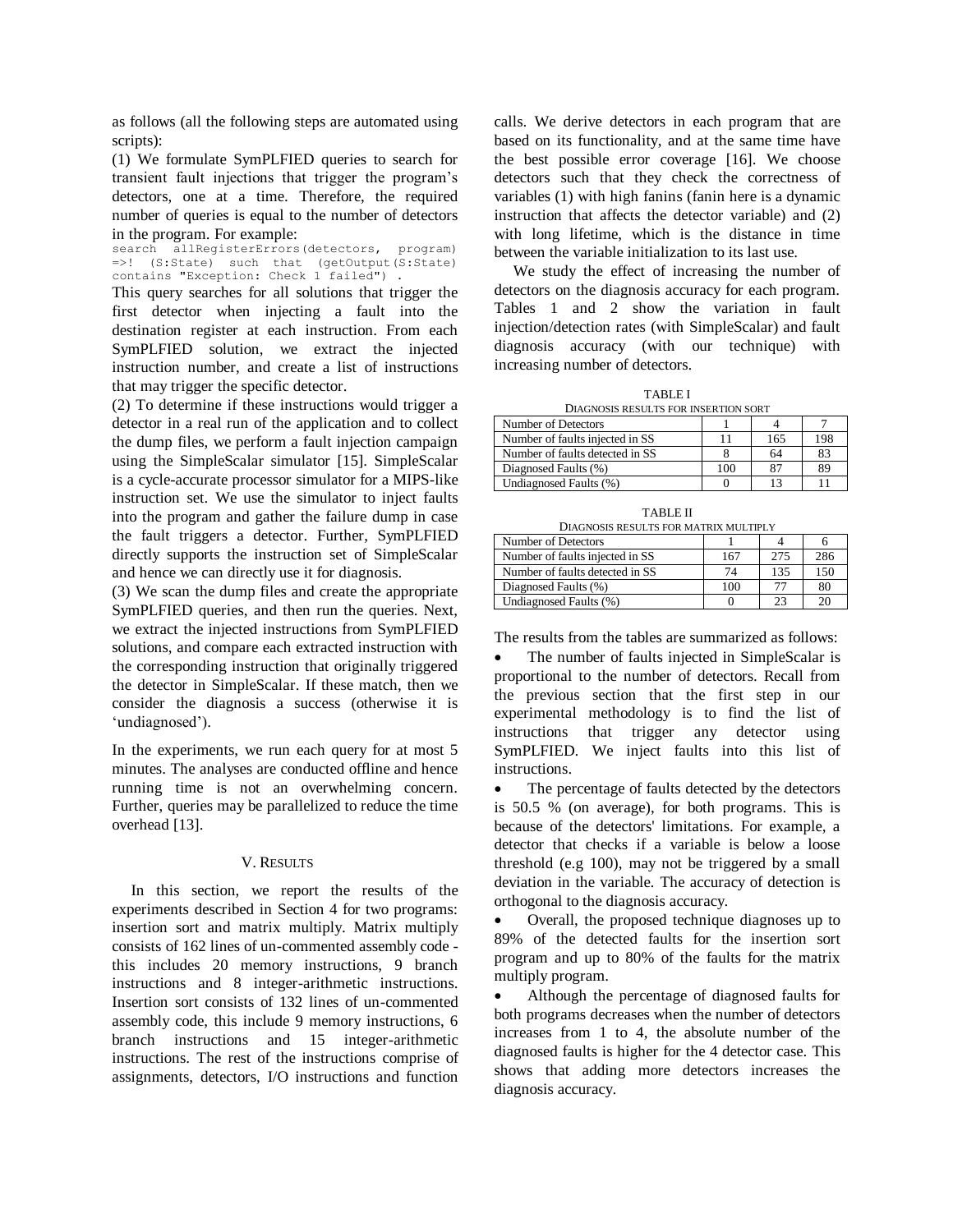as follows (all the following steps are automated using scripts):

(1) We formulate SymPLFIED queries to search for transient fault injections that trigger the program's detectors, one at a time. Therefore, the required number of queries is equal to the number of detectors in the program. For example:

```
search allRegisterErrors(detectors, program)
=>! (S:State) such that (getOutput(S:State)
contains "Exception: Check 1 failed") .
```

This query searches for all solutions that trigger the first detector when injecting a fault into the destination register at each instruction. From each SymPLFIED solution, we extract the injected instruction number, and create a list of instructions that may trigger the specific detector.

(2) To determine if these instructions would trigger a detector in a real run of the application and to collect the dump files, we perform a fault injection campaign using the SimpleScalar simulator [15]. SimpleScalar is a cycle-accurate processor simulator for a MIPS-like instruction set. We use the simulator to inject faults into the program and gather the failure dump in case the fault triggers a detector. Further, SymPLFIED directly supports the instruction set of SimpleScalar and hence we can directly use it for diagnosis.

(3) We scan the dump files and create the appropriate SymPLFIED queries, and then run the queries. Next, we extract the injected instructions from SymPLFIED solutions, and compare each extracted instruction with the corresponding instruction that originally triggered the detector in SimpleScalar. If these match, then we consider the diagnosis a success (otherwise it is 'undiagnosed').

In the experiments, we run each query for at most 5 minutes. The analyses are conducted offline and hence running time is not an overwhelming concern. Further, queries may be parallelized to reduce the time overhead [13].

## V. Results

In this section, we report the results of the experiments described in Section 4 for two programs: insertion sort and matrix multiply. Matrix multiply consists of 162 lines of un-commented assembly code - this includes 20 memory instructions, 9 branch instructions and 8 integer-arithmetic instructions. Insertion sort consists of 132 lines of un-commented assembly code, this include 9 memory instructions, 6 branch instructions and 15 integer-arithmetic instructions. The rest of the instructions comprise of assignments, detectors, I/O instructions and function calls. We derive detectors in each program that are based on its functionality, and at the same time have the best possible error coverage [16]. We choose detectors such that they check the correctness of variables (1) with high fanins (fanin here is a dynamic instruction that affects the detector variable) and (2) with long lifetime, which is the distance in time between the variable initialization to its last use.

We study the effect of increasing the number of detectors on the diagnosis accuracy for each program. Tables 1 and 2 show the variation in fault injection/detection rates (with SimpleScalar) and fault diagnosis accuracy (with our technique) with increasing number of detectors.

TABLE I
Diagnosis results for insertion sort

| Number of Detectors | 1 | 4 | 7 |
|---|---|---|---|
| Number of faults injected in SS | 11 | 165 | 198 |
| Number of faults detected in SS | 8 | 64 | 83 |
| Diagnosed Faults (%) | 100 | 87 | 89 |
| Undiagnosed Faults (%) | 0 | 13 | 11 |

TABLE II
Diagnosis results for matrix multiply

| Number of Detectors | 1 | 4 | 6 |
|---|---|---|---|
| Number of faults injected in SS | 167 | 275 | 286 |
| Number of faults detected in SS | 74 | 135 | 150 |
| Diagnosed Faults (%) | 100 | 77 | 80 |
| Undiagnosed Faults (%) | 0 | 23 | 20 |

The results from the tables are summarized as follows:

- The number of faults injected in SimpleScalar is proportional to the number of detectors. Recall from the previous section that the first step in our experimental methodology is to find the list of instructions that trigger any detector using SymPLFIED. We inject faults into this list of instructions.
- The percentage of faults detected by the detectors is 50.5 % (on average), for both programs. This is because of the detectors' limitations. For example, a detector that checks if a variable is below a loose threshold (e.g 100), may not be triggered by a small deviation in the variable. The accuracy of detection is orthogonal to the diagnosis accuracy.
- Overall, the proposed technique diagnoses up to 89% of the detected faults for the insertion sort program and up to 80% of the faults for the matrix multiply program.
- Although the percentage of diagnosed faults for both programs decreases when the number of detectors increases from 1 to 4, the absolute number of the diagnosed faults is higher for the 4 detector case. This shows that adding more detectors increases the diagnosis accuracy.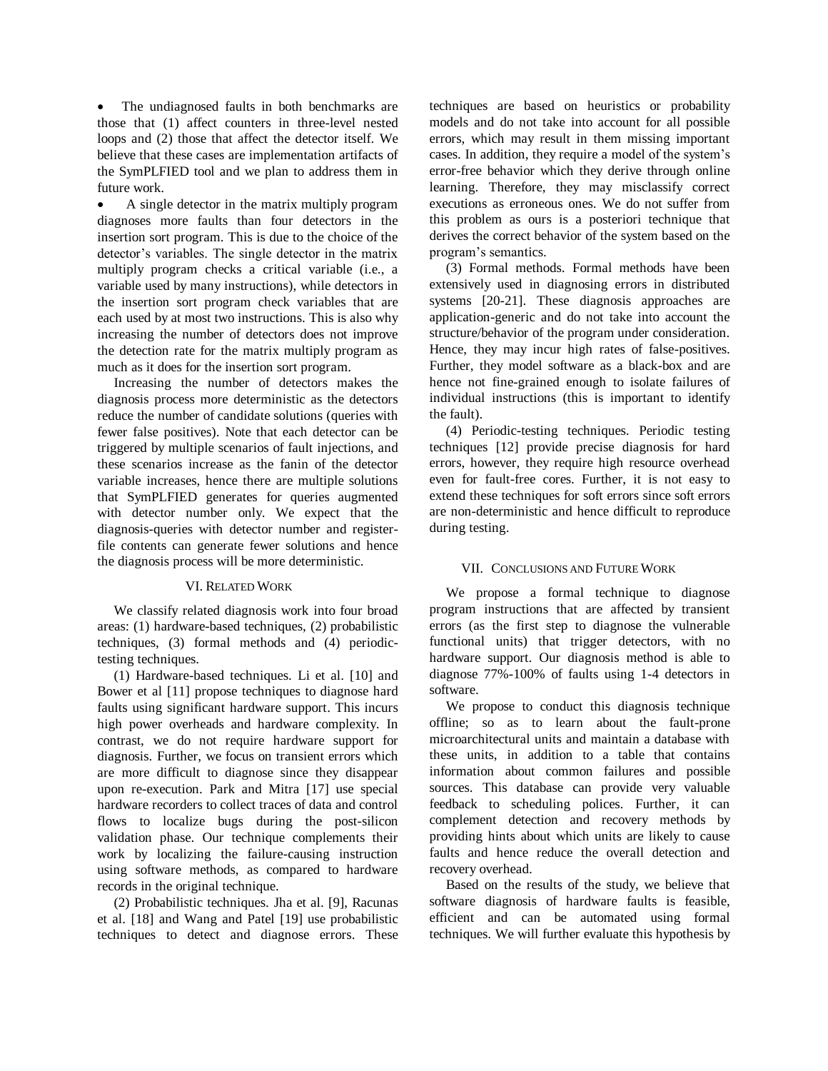- The undiagnosed faults in both benchmarks are those that (1) affect counters in three-level nested loops and (2) those that affect the detector itself. We believe that these cases are implementation artifacts of the SymPLFIED tool and we plan to address them in future work.
- A single detector in the matrix multiply program diagnoses more faults than four detectors in the insertion sort program. This is due to the choice of the detector's variables. The single detector in the matrix multiply program checks a critical variable (i.e., a variable used by many instructions), while detectors in the insertion sort program check variables that are each used by at most two instructions. This is also why increasing the number of detectors does not improve the detection rate for the matrix multiply program as much as it does for the insertion sort program.

Increasing the number of detectors makes the diagnosis process more deterministic as the detectors reduce the number of candidate solutions (queries with fewer false positives). Note that each detector can be triggered by multiple scenarios of fault injections, and these scenarios increase as the fanin of the detector variable increases, hence there are multiple solutions that SymPLFIED generates for queries augmented with detector number only. We expect that the diagnosis-queries with detector number and register-file contents can generate fewer solutions and hence the diagnosis process will be more deterministic.

## VI. Related Work

We classify related diagnosis work into four broad areas: (1) hardware-based techniques, (2) probabilistic techniques, (3) formal methods and (4) periodic-testing techniques.

(1) Hardware-based techniques. Li et al. [10] and Bower et al [11] propose techniques to diagnose hard faults using significant hardware support. This incurs high power overheads and hardware complexity. In contrast, we do not require hardware support for diagnosis. Further, we focus on transient errors which are more difficult to diagnose since they disappear upon re-execution. Park and Mitra [17] use special hardware recorders to collect traces of data and control flows to localize bugs during the post-silicon validation phase. Our technique complements their work by localizing the failure-causing instruction using software methods, as compared to hardware records in the original technique.

(2) Probabilistic techniques. Jha et al. [9], Racunas et al. [18] and Wang and Patel [19] use probabilistic techniques to detect and diagnose errors. These techniques are based on heuristics or probability models and do not take into account for all possible errors, which may result in them missing important cases. In addition, they require a model of the system's error-free behavior which they derive through online learning. Therefore, they may misclassify correct executions as erroneous ones. We do not suffer from this problem as ours is a posteriori technique that derives the correct behavior of the system based on the program's semantics.

(3) Formal methods. Formal methods have been extensively used in diagnosing errors in distributed systems [20-21]. These diagnosis approaches are application-generic and do not take into account the structure/behavior of the program under consideration. Hence, they may incur high rates of false-positives. Further, they model software as a black-box and are hence not fine-grained enough to isolate failures of individual instructions (this is important to identify the fault).

(4) Periodic-testing techniques. Periodic testing techniques [12] provide precise diagnosis for hard errors, however, they require high resource overhead even for fault-free cores. Further, it is not easy to extend these techniques for soft errors since soft errors are non-deterministic and hence difficult to reproduce during testing.

## VII. Conclusions and Future Work

We propose a formal technique to diagnose program instructions that are affected by transient errors (as the first step to diagnose the vulnerable functional units) that trigger detectors, with no hardware support. Our diagnosis method is able to diagnose 77%-100% of faults using 1-4 detectors in software.

We propose to conduct this diagnosis technique offline; so as to learn about the fault-prone microarchitectural units and maintain a database with these units, in addition to a table that contains information about common failures and possible sources. This database can provide very valuable feedback to scheduling polices. Further, it can complement detection and recovery methods by providing hints about which units are likely to cause faults and hence reduce the overall detection and recovery overhead.

Based on the results of the study, we believe that software diagnosis of hardware faults is feasible, efficient and can be automated using formal techniques. We will further evaluate this hypothesis by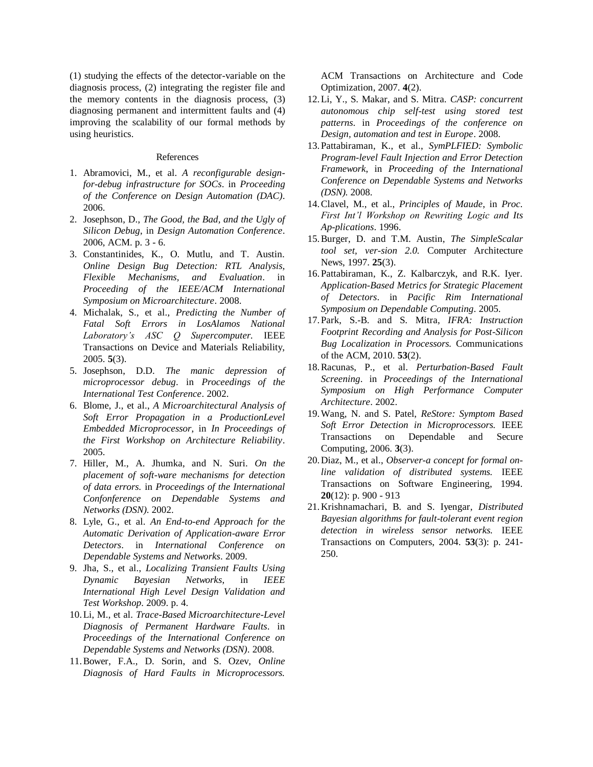(1) studying the effects of the detector-variable on the diagnosis process, (2) integrating the register file and the memory contents in the diagnosis process, (3) diagnosing permanent and intermittent faults and (4) improving the scalability of our formal methods by using heuristics.

## References

1. Abramovici, M., et al. *A reconfigurable design-for-debug infrastructure for SOCs*. in *Proceeding of the Conference on Design Automation (DAC)*. 2006.
2. Josephson, D., *The Good, the Bad, and the Ugly of Silicon Debug*, in *Design Automation Conference*. 2006, ACM. p. 3 - 6.
3. Constantinides, K., O. Mutlu, and T. Austin. *Online Design Bug Detection: RTL Analysis, Flexible Mechanisms, and Evaluation*. in *Proceeding of the IEEE/ACM International Symposium on Microarchitecture*. 2008.
4. Michalak, S., et al., *Predicting the Number of Fatal Soft Errors in LosAlamos National Laboratory's ASC Q Supercomputer.* IEEE Transactions on Device and Materials Reliability, 2005. **5**(3).
5. Josephson, D.D. *The manic depression of microprocessor debug*. in *Proceedings of the International Test Conference*. 2002.
6. Blome, J., et al., *A Microarchitectural Analysis of Soft Error Propagation in a ProductionLevel Embedded Microprocessor,* in *In Proceedings of the First Workshop on Architecture Reliability*. 2005.
7. Hiller, M., A. Jhumka, and N. Suri. *On the placement of soft-ware mechanisms for detection of data errors.* in *Proceedings of the International Confonference on Dependable Systems and Networks (DSN)*. 2002.
8. Lyle, G., et al. *An End-to-end Approach for the Automatic Derivation of Application-aware Error Detectors*. in *International Conference on Dependable Systems and Networks*. 2009.
9. Jha, S., et al., *Localizing Transient Faults Using Dynamic Bayesian Networks*, in *IEEE International High Level Design Validation and Test Workshop*. 2009. p. 4.
10. Li, M., et al. *Trace-Based Microarchitecture-Level Diagnosis of Permanent Hardware Faults*. in *Proceedings of the International Conference on Dependable Systems and Networks (DSN)*. 2008.
11. Bower, F.A., D. Sorin, and S. Ozev, *Online Diagnosis of Hard Faults in Microprocessors.* ACM Transactions on Architecture and Code Optimization, 2007. **4**(2).
12. Li, Y., S. Makar, and S. Mitra. *CASP: concurrent autonomous chip self-test using stored test patterns.* in *Proceedings of the conference on Design, automation and test in Europe*. 2008.
13. Pattabiraman, K., et al., *SymPLFIED: Symbolic Program-level Fault Injection and Error Detection Framework,* in *Proceeding of the International Conference on Dependable Systems and Networks (DSN).* 2008.
14. Clavel, M., et al., *Principles of Maude*, in *Proc. First Int'l Workshop on Rewriting Logic and Its Ap-plications*. 1996.
15. Burger, D. and T.M. Austin, *The SimpleScalar tool set, ver-sion 2.0.* Computer Architecture News, 1997. **25**(3).
16. Pattabiraman, K., Z. Kalbarczyk, and R.K. Iyer. *Application-Based Metrics for Strategic Placement of Detectors*. in *Pacific Rim International Symposium on Dependable Computing*. 2005.
17. Park, S.-B. and S. Mitra, *IFRA: Instruction Footprint Recording and Analysis for Post-Silicon Bug Localization in Processors.* Communications of the ACM, 2010. **53**(2).
18. Racunas, P., et al. *Perturbation-Based Fault Screening*. in *Proceedings of the International Symposium on High Performance Computer Architecture*. 2002.
19. Wang, N. and S. Patel, *ReStore: Symptom Based Soft Error Detection in Microprocessors.* IEEE Transactions on Dependable and Secure Computing, 2006. **3**(3).
20. Diaz, M., et al., *Observer-a concept for formal on-line validation of distributed systems.* IEEE Transactions on Software Engineering, 1994. **20**(12): p. 900 - 913
21. Krishnamachari, B. and S. Iyengar, *Distributed Bayesian algorithms for fault-tolerant event region detection in wireless sensor networks.* IEEE Transactions on Computers, 2004. **53**(3): p. 241-250.